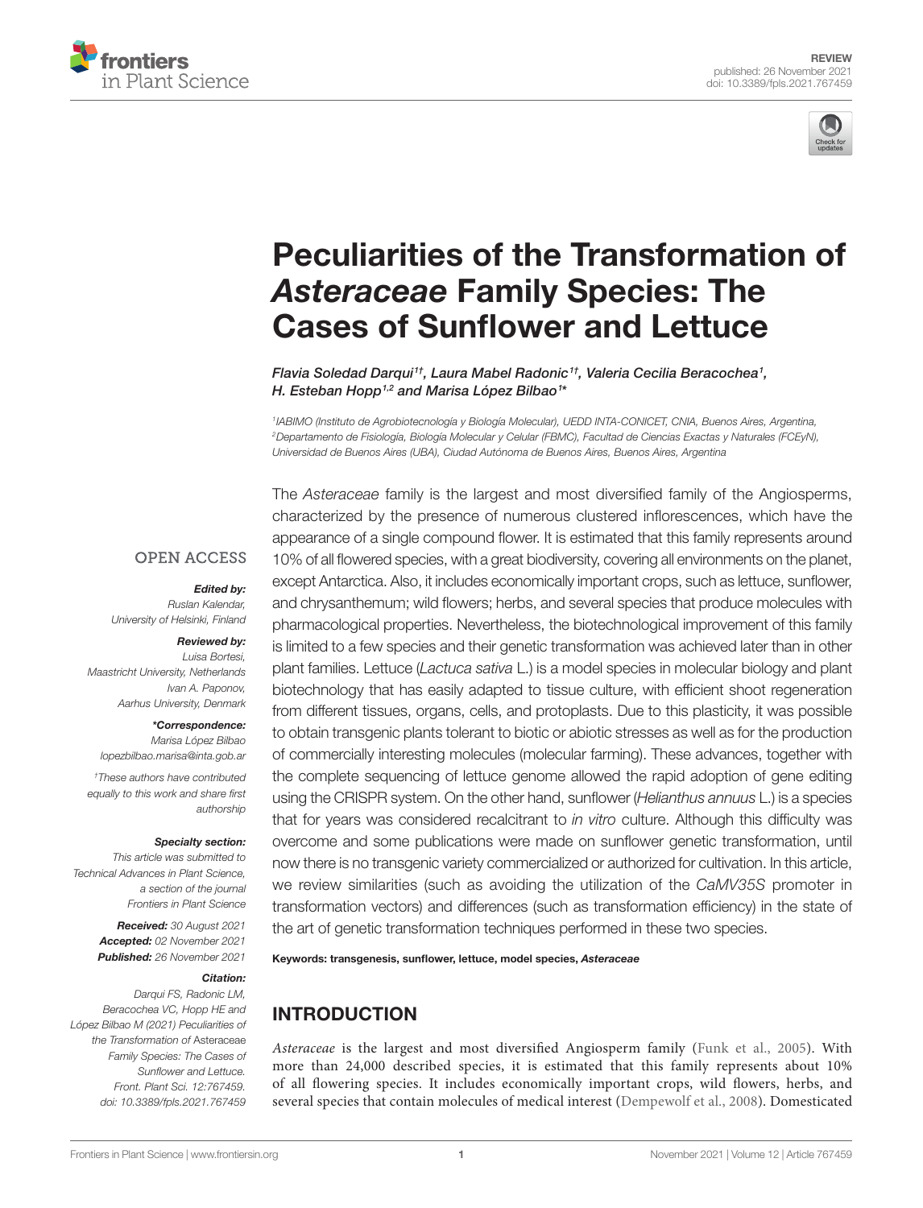REVIEW
published: 26 November 2021
doi: 10.3389/fpls.2021.767459

# Peculiarities of the Transformation of *Asteraceae* Family Species: The Cases of Sunflower and Lettuce

*Flavia Soledad Darqui[1†], Laura Mabel Radonic[1†], Valeria Cecilia Beracochea[1], H. Esteban Hopp[1,2] and Marisa López Bilbao[1*]*

[1]IABIMO (Instituto de Agrobiotecnología y Biología Molecular), UEDD INTA-CONICET, CNIA, Buenos Aires, Argentina, [2]Departamento de Fisiología, Biología Molecular y Celular (FBMC), Facultad de Ciencias Exactas y Naturales (FCEyN), Universidad de Buenos Aires (UBA), Ciudad Autónoma de Buenos Aires, Buenos Aires, Argentina

OPEN ACCESS

***Edited by:***
Ruslan Kalendar,
University of Helsinki, Finland

***Reviewed by:***
Luisa Bortesi,
Maastricht University, Netherlands
Ivan A. Paponov,
Aarhus University, Denmark

***\*Correspondence:***
Marisa López Bilbao
lopezbilbao.marisa@inta.gob.ar

†These authors have contributed equally to this work and share first authorship

***Specialty section:***
This article was submitted to Technical Advances in Plant Science, a section of the journal Frontiers in Plant Science

***Received:*** 30 August 2021
***Accepted:*** 02 November 2021
***Published:*** 26 November 2021

***Citation:***
Darqui FS, Radonic LM, Beracochea VC, Hopp HE and López Bilbao M (2021) Peculiarities of the Transformation of Asteraceae Family Species: The Cases of Sunflower and Lettuce. Front. Plant Sci. 12:767459. doi: 10.3389/fpls.2021.767459

The *Asteraceae* family is the largest and most diversified family of the Angiosperms, characterized by the presence of numerous clustered inflorescences, which have the appearance of a single compound flower. It is estimated that this family represents around 10% of all flowered species, with a great biodiversity, covering all environments on the planet, except Antarctica. Also, it includes economically important crops, such as lettuce, sunflower, and chrysanthemum; wild flowers; herbs, and several species that produce molecules with pharmacological properties. Nevertheless, the biotechnological improvement of this family is limited to a few species and their genetic transformation was achieved later than in other plant families. Lettuce (*Lactuca sativa* L.) is a model species in molecular biology and plant biotechnology that has easily adapted to tissue culture, with efficient shoot regeneration from different tissues, organs, cells, and protoplasts. Due to this plasticity, it was possible to obtain transgenic plants tolerant to biotic or abiotic stresses as well as for the production of commercially interesting molecules (molecular farming). These advances, together with the complete sequencing of lettuce genome allowed the rapid adoption of gene editing using the CRISPR system. On the other hand, sunflower (*Helianthus annuus* L.) is a species that for years was considered recalcitrant to *in vitro* culture. Although this difficulty was overcome and some publications were made on sunflower genetic transformation, until now there is no transgenic variety commercialized or authorized for cultivation. In this article, we review similarities (such as avoiding the utilization of the *CaMV35S* promoter in transformation vectors) and differences (such as transformation efficiency) in the state of the art of genetic transformation techniques performed in these two species.

**Keywords: transgenesis, sunflower, lettuce, model species, *Asteraceae***

## INTRODUCTION

*Asteraceae* is the largest and most diversified Angiosperm family (Funk et al., 2005). With more than 24,000 described species, it is estimated that this family represents about 10% of all flowering species. It includes economically important crops, wild flowers, herbs, and several species that contain molecules of medical interest (Dempewolf et al., 2008). Domesticated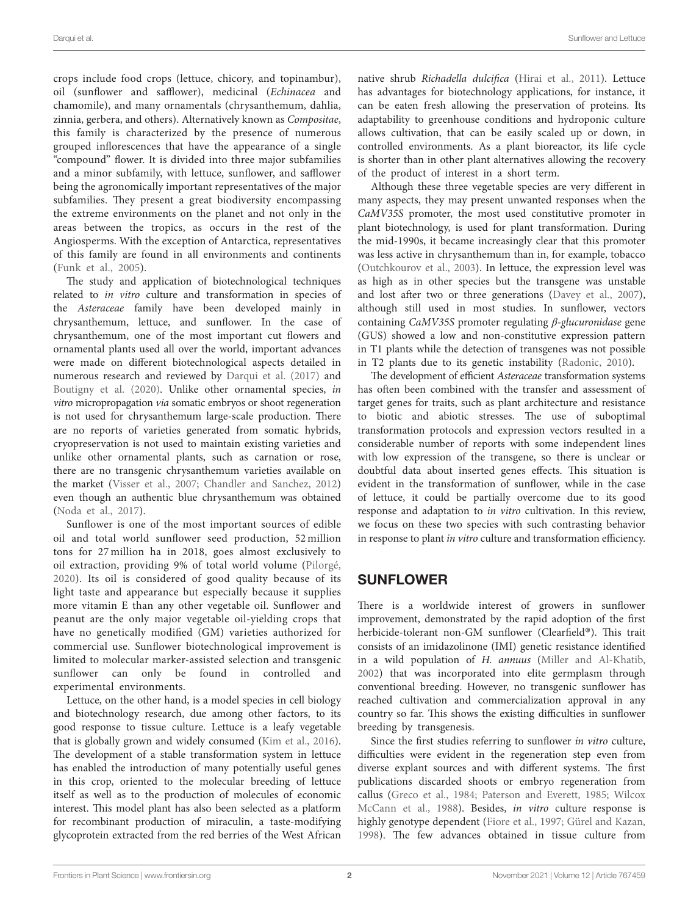crops include food crops (lettuce, chicory, and topinambur), oil (sunflower and safflower), medicinal (*Echinacea* and chamomile), and many ornamentals (chrysanthemum, dahlia, zinnia, gerbera, and others). Alternatively known as *Compositae*, this family is characterized by the presence of numerous grouped inflorescences that have the appearance of a single "compound" flower. It is divided into three major subfamilies and a minor subfamily, with lettuce, sunflower, and safflower being the agronomically important representatives of the major subfamilies. They present a great biodiversity encompassing the extreme environments on the planet and not only in the areas between the tropics, as occurs in the rest of the Angiosperms. With the exception of Antarctica, representatives of this family are found in all environments and continents (Funk et al., 2005).

The study and application of biotechnological techniques related to *in vitro* culture and transformation in species of the *Asteraceae* family have been developed mainly in chrysanthemum, lettuce, and sunflower. In the case of chrysanthemum, one of the most important cut flowers and ornamental plants used all over the world, important advances were made on different biotechnological aspects detailed in numerous research and reviewed by Darqui et al. (2017) and Boutigny et al. (2020). Unlike other ornamental species, *in vitro* micropropagation *via* somatic embryos or shoot regeneration is not used for chrysanthemum large-scale production. There are no reports of varieties generated from somatic hybrids, cryopreservation is not used to maintain existing varieties and unlike other ornamental plants, such as carnation or rose, there are no transgenic chrysanthemum varieties available on the market (Visser et al., 2007; Chandler and Sanchez, 2012) even though an authentic blue chrysanthemum was obtained (Noda et al., 2017).

Sunflower is one of the most important sources of edible oil and total world sunflower seed production, 52 million tons for 27 million ha in 2018, goes almost exclusively to oil extraction, providing 9% of total world volume (Pilorgé, 2020). Its oil is considered of good quality because of its light taste and appearance but especially because it supplies more vitamin E than any other vegetable oil. Sunflower and peanut are the only major vegetable oil-yielding crops that have no genetically modified (GM) varieties authorized for commercial use. Sunflower biotechnological improvement is limited to molecular marker-assisted selection and transgenic sunflower can only be found in controlled and experimental environments.

Lettuce, on the other hand, is a model species in cell biology and biotechnology research, due among other factors, to its good response to tissue culture. Lettuce is a leafy vegetable that is globally grown and widely consumed (Kim et al., 2016). The development of a stable transformation system in lettuce has enabled the introduction of many potentially useful genes in this crop, oriented to the molecular breeding of lettuce itself as well as to the production of molecules of economic interest. This model plant has also been selected as a platform for recombinant production of miraculin, a taste-modifying glycoprotein extracted from the red berries of the West African native shrub *Richadella dulcifica* (Hirai et al., 2011). Lettuce has advantages for biotechnology applications, for instance, it can be eaten fresh allowing the preservation of proteins. Its adaptability to greenhouse conditions and hydroponic culture allows cultivation, that can be easily scaled up or down, in controlled environments. As a plant bioreactor, its life cycle is shorter than in other plant alternatives allowing the recovery of the product of interest in a short term.

Although these three vegetable species are very different in many aspects, they may present unwanted responses when the *CaMV35S* promoter, the most used constitutive promoter in plant biotechnology, is used for plant transformation. During the mid-1990s, it became increasingly clear that this promoter was less active in chrysanthemum than in, for example, tobacco (Outchkourov et al., 2003). In lettuce, the expression level was as high as in other species but the transgene was unstable and lost after two or three generations (Davey et al., 2007), although still used in most studies. In sunflower, vectors containing *CaMV35S* promoter regulating *β-glucuronidase* gene (GUS) showed a low and non-constitutive expression pattern in T1 plants while the detection of transgenes was not possible in T2 plants due to its genetic instability (Radonic, 2010).

The development of efficient *Asteraceae* transformation systems has often been combined with the transfer and assessment of target genes for traits, such as plant architecture and resistance to biotic and abiotic stresses. The use of suboptimal transformation protocols and expression vectors resulted in a considerable number of reports with some independent lines with low expression of the transgene, so there is unclear or doubtful data about inserted genes effects. This situation is evident in the transformation of sunflower, while in the case of lettuce, it could be partially overcome due to its good response and adaptation to *in vitro* cultivation. In this review, we focus on these two species with such contrasting behavior in response to plant *in vitro* culture and transformation efficiency.

## SUNFLOWER

There is a worldwide interest of growers in sunflower improvement, demonstrated by the rapid adoption of the first herbicide-tolerant non-GM sunflower (Clearfield®). This trait consists of an imidazolinone (IMI) genetic resistance identified in a wild population of *H. annuus* (Miller and Al-Khatib, 2002) that was incorporated into elite germplasm through conventional breeding. However, no transgenic sunflower has reached cultivation and commercialization approval in any country so far. This shows the existing difficulties in sunflower breeding by transgenesis.

Since the first studies referring to sunflower *in vitro* culture, difficulties were evident in the regeneration step even from diverse explant sources and with different systems. The first publications discarded shoots or embryo regeneration from callus (Greco et al., 1984; Paterson and Everett, 1985; Wilcox McCann et al., 1988). Besides, *in vitro* culture response is highly genotype dependent (Fiore et al., 1997; Gürel and Kazan, 1998). The few advances obtained in tissue culture from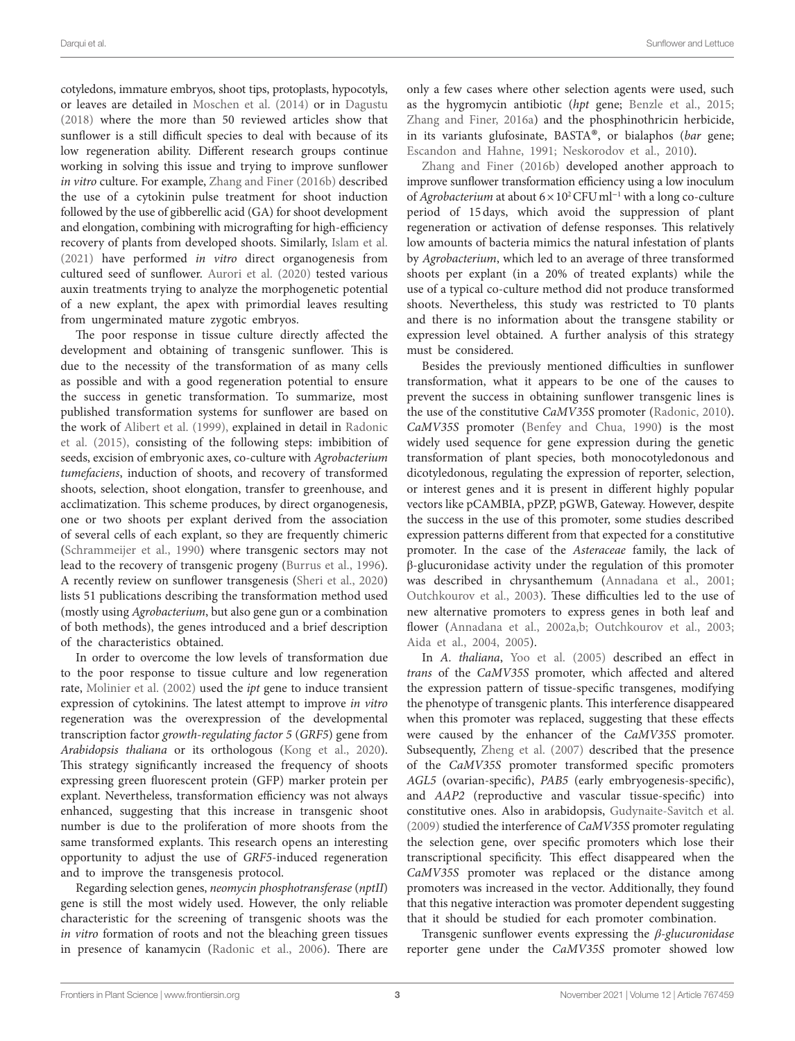cotyledons, immature embryos, shoot tips, protoplasts, hypocotyls, or leaves are detailed in Moschen et al. (2014) or in Dagustu (2018) where the more than 50 reviewed articles show that sunflower is a still difficult species to deal with because of its low regeneration ability. Different research groups continue working in solving this issue and trying to improve sunflower *in vitro* culture. For example, Zhang and Finer (2016b) described the use of a cytokinin pulse treatment for shoot induction followed by the use of gibberellic acid (GA) for shoot development and elongation, combining with micrografting for high-efficiency recovery of plants from developed shoots. Similarly, Islam et al. (2021) have performed *in vitro* direct organogenesis from cultured seed of sunflower. Aurori et al. (2020) tested various auxin treatments trying to analyze the morphogenetic potential of a new explant, the apex with primordial leaves resulting from ungerminated mature zygotic embryos.

The poor response in tissue culture directly affected the development and obtaining of transgenic sunflower. This is due to the necessity of the transformation of as many cells as possible and with a good regeneration potential to ensure the success in genetic transformation. To summarize, most published transformation systems for sunflower are based on the work of Alibert et al. (1999), explained in detail in Radonic et al. (2015), consisting of the following steps: imbibition of seeds, excision of embryonic axes, co-culture with *Agrobacterium tumefaciens*, induction of shoots, and recovery of transformed shoots, selection, shoot elongation, transfer to greenhouse, and acclimatization. This scheme produces, by direct organogenesis, one or two shoots per explant derived from the association of several cells of each explant, so they are frequently chimeric (Schrammeijer et al., 1990) where transgenic sectors may not lead to the recovery of transgenic progeny (Burrus et al., 1996). A recently review on sunflower transgenesis (Sheri et al., 2020) lists 51 publications describing the transformation method used (mostly using *Agrobacterium*, but also gene gun or a combination of both methods), the genes introduced and a brief description of the characteristics obtained.

In order to overcome the low levels of transformation due to the poor response to tissue culture and low regeneration rate, Molinier et al. (2002) used the *ipt* gene to induce transient expression of cytokinins. The latest attempt to improve *in vitro* regeneration was the overexpression of the developmental transcription factor *growth-regulating factor 5* (*GRF5*) gene from *Arabidopsis thaliana* or its orthologous (Kong et al., 2020). This strategy significantly increased the frequency of shoots expressing green fluorescent protein (GFP) marker protein per explant. Nevertheless, transformation efficiency was not always enhanced, suggesting that this increase in transgenic shoot number is due to the proliferation of more shoots from the same transformed explants. This research opens an interesting opportunity to adjust the use of *GRF5*-induced regeneration and to improve the transgenesis protocol.

Regarding selection genes, *neomycin phosphotransferase* (*nptII*) gene is still the most widely used. However, the only reliable characteristic for the screening of transgenic shoots was the *in vitro* formation of roots and not the bleaching green tissues in presence of kanamycin (Radonic et al., 2006). There are only a few cases where other selection agents were used, such as the hygromycin antibiotic (*hpt* gene; Benzle et al., 2015; Zhang and Finer, 2016a) and the phosphinothricin herbicide, in its variants glufosinate, BASTA®, or bialaphos (*bar* gene; Escandon and Hahne, 1991; Neskorodov et al., 2010).

Zhang and Finer (2016b) developed another approach to improve sunflower transformation efficiency using a low inoculum of *Agrobacterium* at about $6 \times 10^2$ CFU ml$^{-1}$ with a long co-culture period of 15 days, which avoid the suppression of plant regeneration or activation of defense responses. This relatively low amounts of bacteria mimics the natural infestation of plants by *Agrobacterium*, which led to an average of three transformed shoots per explant (in a 20% of treated explants) while the use of a typical co-culture method did not produce transformed shoots. Nevertheless, this study was restricted to T0 plants and there is no information about the transgene stability or expression level obtained. A further analysis of this strategy must be considered.

Besides the previously mentioned difficulties in sunflower transformation, what it appears to be one of the causes to prevent the success in obtaining sunflower transgenic lines is the use of the constitutive *CaMV35S* promoter (Radonic, 2010). *CaMV35S* promoter (Benfey and Chua, 1990) is the most widely used sequence for gene expression during the genetic transformation of plant species, both monocotyledonous and dicotyledonous, regulating the expression of reporter, selection, or interest genes and it is present in different highly popular vectors like pCAMBIA, pPZP, pGWB, Gateway. However, despite the success in the use of this promoter, some studies described expression patterns different from that expected for a constitutive promoter. In the case of the *Asteraceae* family, the lack of β-glucuronidase activity under the regulation of this promoter was described in chrysanthemum (Annadana et al., 2001; Outchkourov et al., 2003). These difficulties led to the use of new alternative promoters to express genes in both leaf and flower (Annadana et al., 2002a,b; Outchkourov et al., 2003; Aida et al., 2004, 2005).

In *A. thaliana*, Yoo et al. (2005) described an effect in *trans* of the *CaMV35S* promoter, which affected and altered the expression pattern of tissue-specific transgenes, modifying the phenotype of transgenic plants. This interference disappeared when this promoter was replaced, suggesting that these effects were caused by the enhancer of the *CaMV35S* promoter. Subsequently, Zheng et al. (2007) described that the presence of the *CaMV35S* promoter transformed specific promoters *AGL5* (ovarian-specific), *PAB5* (early embryogenesis-specific), and *AAP2* (reproductive and vascular tissue-specific) into constitutive ones. Also in arabidopsis, Gudynaite-Savitch et al. (2009) studied the interference of *CaMV35S* promoter regulating the selection gene, over specific promoters which lose their transcriptional specificity. This effect disappeared when the *CaMV35S* promoter was replaced or the distance among promoters was increased in the vector. Additionally, they found that this negative interaction was promoter dependent suggesting that it should be studied for each promoter combination.

Transgenic sunflower events expressing the *β-glucuronidase* reporter gene under the *CaMV35S* promoter showed low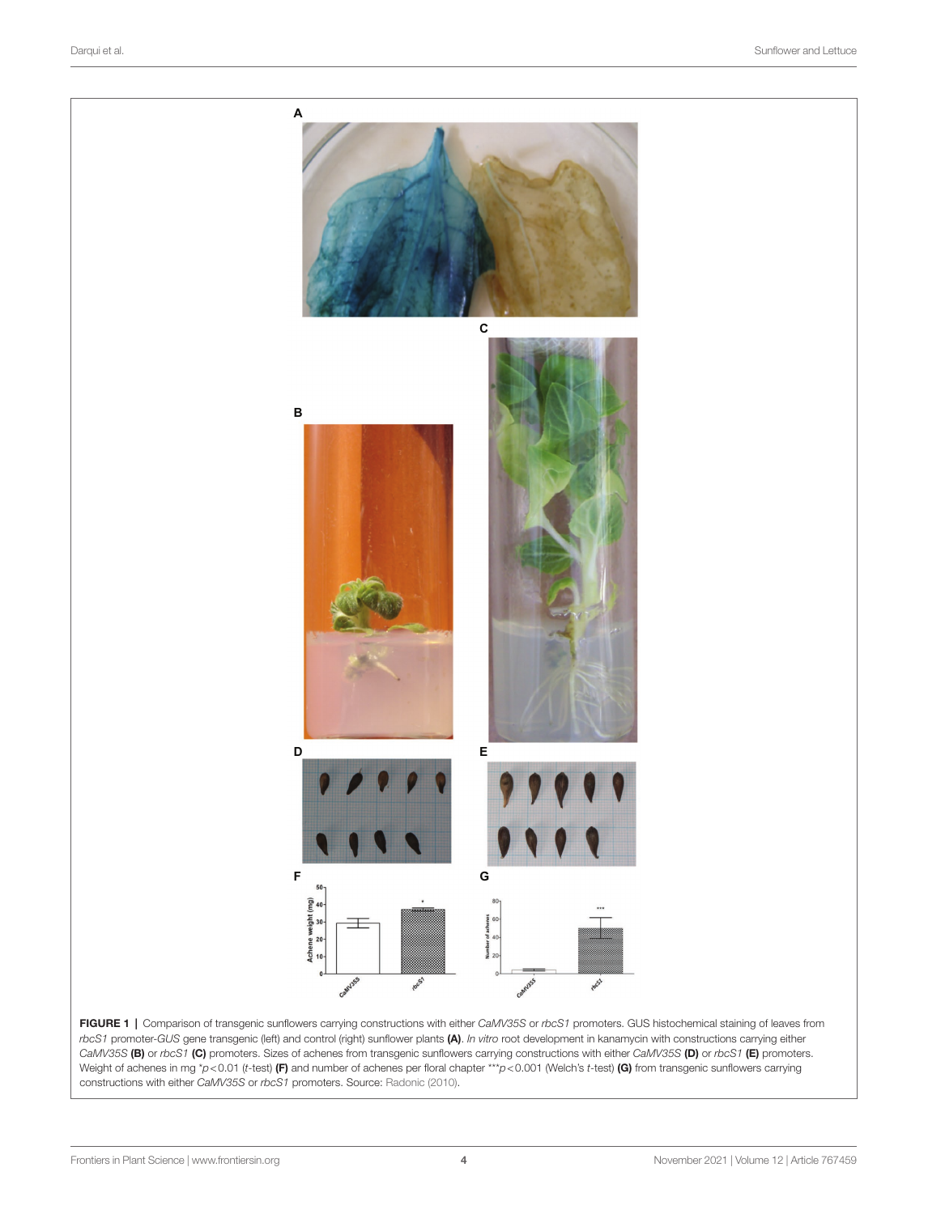**FIGURE 1 |** Comparison of transgenic sunflowers carrying constructions with either *CaMV35S* or *rbcS1* promoters. GUS histochemical staining of leaves from *rbcS1* promoter-*GUS* gene transgenic (left) and control (right) sunflower plants **(A)**. *In vitro* root development in kanamycin with constructions carrying either *CaMV35S* **(B)** or *rbcS1* **(C)** promoters. Sizes of achenes from transgenic sunflowers carrying constructions with either *CaMV35S* **(D)** or *rbcS1* **(E)** promoters. Weight of achenes in mg *$p < 0.01$ ($t$-test) **(F)** and number of achenes per floral chapter ***$p < 0.001$ (Welch's $t$-test) **(G)** from transgenic sunflowers carrying constructions with either *CaMV35S* or *rbcS1* promoters. Source: Radonic (2010).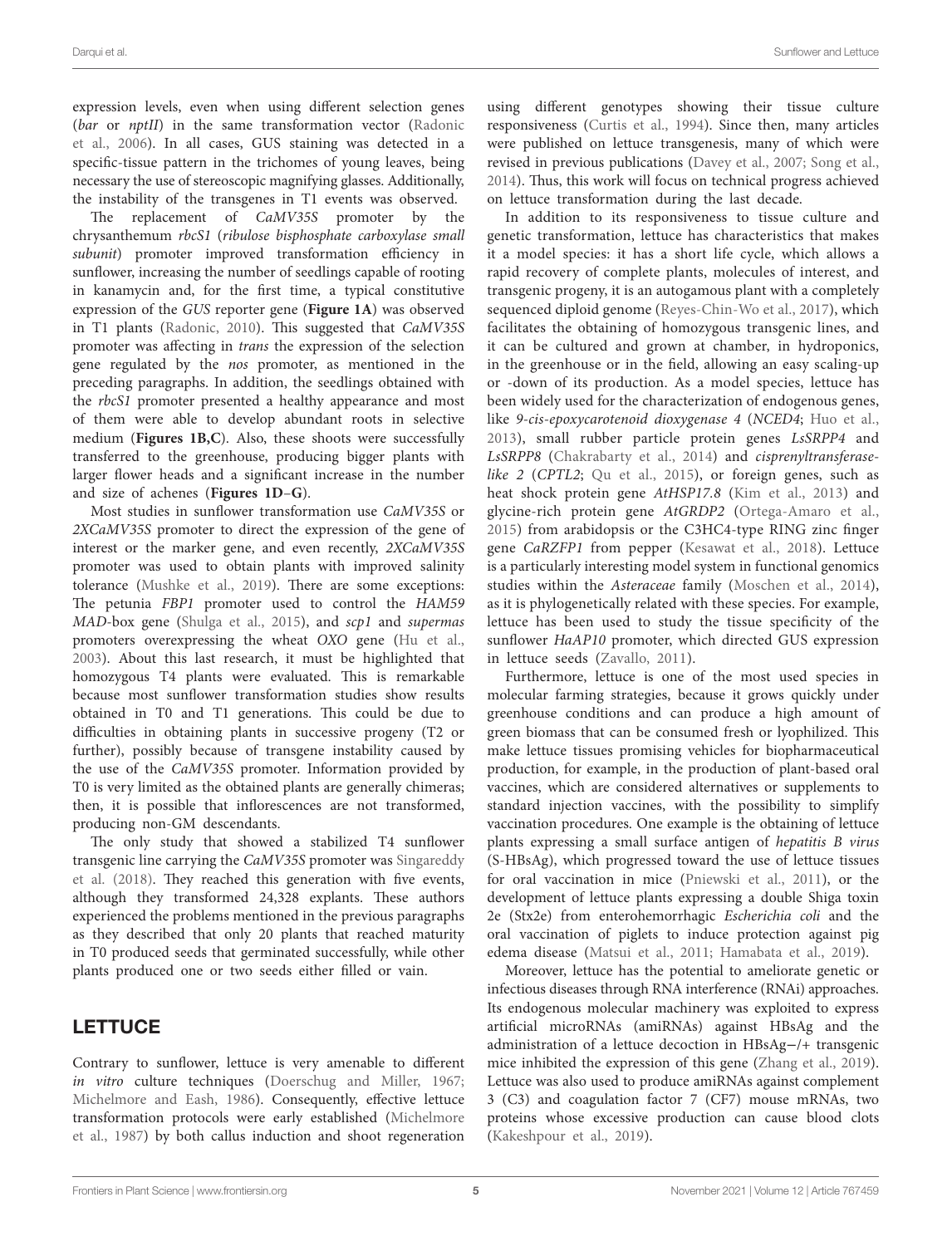expression levels, even when using different selection genes (*bar* or *nptII*) in the same transformation vector (Radonic et al., 2006). In all cases, GUS staining was detected in a specific-tissue pattern in the trichomes of young leaves, being necessary the use of stereoscopic magnifying glasses. Additionally, the instability of the transgenes in T1 events was observed.

The replacement of *CaMV35S* promoter by the chrysanthemum *rbcS1* (*ribulose bisphosphate carboxylase small subunit*) promoter improved transformation efficiency in sunflower, increasing the number of seedlings capable of rooting in kanamycin and, for the first time, a typical constitutive expression of the *GUS* reporter gene (**Figure 1A**) was observed in T1 plants (Radonic, 2010). This suggested that *CaMV35S* promoter was affecting in *trans* the expression of the selection gene regulated by the *nos* promoter, as mentioned in the preceding paragraphs. In addition, the seedlings obtained with the *rbcS1* promoter presented a healthy appearance and most of them were able to develop abundant roots in selective medium (**Figures 1B,C**). Also, these shoots were successfully transferred to the greenhouse, producing bigger plants with larger flower heads and a significant increase in the number and size of achenes (**Figures 1D–G**).

Most studies in sunflower transformation use *CaMV35S* or *2XCaMV35S* promoter to direct the expression of the gene of interest or the marker gene, and even recently, *2XCaMV35S* promoter was used to obtain plants with improved salinity tolerance (Mushke et al., 2019). There are some exceptions: The petunia *FBP1* promoter used to control the *HAM59 MAD*-box gene (Shulga et al., 2015), and *scp1* and *supermas* promoters overexpressing the wheat *OXO* gene (Hu et al., 2003). About this last research, it must be highlighted that homozygous T4 plants were evaluated. This is remarkable because most sunflower transformation studies show results obtained in T0 and T1 generations. This could be due to difficulties in obtaining plants in successive progeny (T2 or further), possibly because of transgene instability caused by the use of the *CaMV35S* promoter. Information provided by T0 is very limited as the obtained plants are generally chimeras; then, it is possible that inflorescences are not transformed, producing non-GM descendants.

The only study that showed a stabilized T4 sunflower transgenic line carrying the *CaMV35S* promoter was Singareddy et al. (2018). They reached this generation with five events, although they transformed 24,328 explants. These authors experienced the problems mentioned in the previous paragraphs as they described that only 20 plants that reached maturity in T0 produced seeds that germinated successfully, while other plants produced one or two seeds either filled or vain.

## LETTUCE

Contrary to sunflower, lettuce is very amenable to different *in vitro* culture techniques (Doerschug and Miller, 1967; Michelmore and Eash, 1986). Consequently, effective lettuce transformation protocols were early established (Michelmore et al., 1987) by both callus induction and shoot regeneration using different genotypes showing their tissue culture responsiveness (Curtis et al., 1994). Since then, many articles were published on lettuce transgenesis, many of which were revised in previous publications (Davey et al., 2007; Song et al., 2014). Thus, this work will focus on technical progress achieved on lettuce transformation during the last decade.

In addition to its responsiveness to tissue culture and genetic transformation, lettuce has characteristics that makes it a model species: it has a short life cycle, which allows a rapid recovery of complete plants, molecules of interest, and transgenic progeny, it is an autogamous plant with a completely sequenced diploid genome (Reyes-Chin-Wo et al., 2017), which facilitates the obtaining of homozygous transgenic lines, and it can be cultured and grown at chamber, in hydroponics, in the greenhouse or in the field, allowing an easy scaling-up or -down of its production. As a model species, lettuce has been widely used for the characterization of endogenous genes, like *9-cis-epoxycarotenoid dioxygenase 4* (*NCED4*; Huo et al., 2013), small rubber particle protein genes *LsSRPP4* and *LsSRPP8* (Chakrabarty et al., 2014) and *cisprenyltransferase-like 2* (*CPTL2*; Qu et al., 2015), or foreign genes, such as heat shock protein gene *AtHSP17.8* (Kim et al., 2013) and glycine-rich protein gene *AtGRDP2* (Ortega-Amaro et al., 2015) from arabidopsis or the C3HC4-type RING zinc finger gene *CaRZFP1* from pepper (Kesawat et al., 2018). Lettuce is a particularly interesting model system in functional genomics studies within the *Asteraceae* family (Moschen et al., 2014), as it is phylogenetically related with these species. For example, lettuce has been used to study the tissue specificity of the sunflower *HaAP10* promoter, which directed GUS expression in lettuce seeds (Zavallo, 2011).

Furthermore, lettuce is one of the most used species in molecular farming strategies, because it grows quickly under greenhouse conditions and can produce a high amount of green biomass that can be consumed fresh or lyophilized. This make lettuce tissues promising vehicles for biopharmaceutical production, for example, in the production of plant-based oral vaccines, which are considered alternatives or supplements to standard injection vaccines, with the possibility to simplify vaccination procedures. One example is the obtaining of lettuce plants expressing a small surface antigen of *hepatitis B virus* (S-HBsAg), which progressed toward the use of lettuce tissues for oral vaccination in mice (Pniewski et al., 2011), or the development of lettuce plants expressing a double Shiga toxin 2e (Stx2e) from enterohemorrhagic *Escherichia coli* and the oral vaccination of piglets to induce protection against pig edema disease (Matsui et al., 2011; Hamabata et al., 2019).

Moreover, lettuce has the potential to ameliorate genetic or infectious diseases through RNA interference (RNAi) approaches. Its endogenous molecular machinery was exploited to express artificial microRNAs (amiRNAs) against HBsAg and the administration of a lettuce decoction in HBsAg−/+ transgenic mice inhibited the expression of this gene (Zhang et al., 2019). Lettuce was also used to produce amiRNAs against complement 3 (C3) and coagulation factor 7 (CF7) mouse mRNAs, two proteins whose excessive production can cause blood clots (Kakeshpour et al., 2019).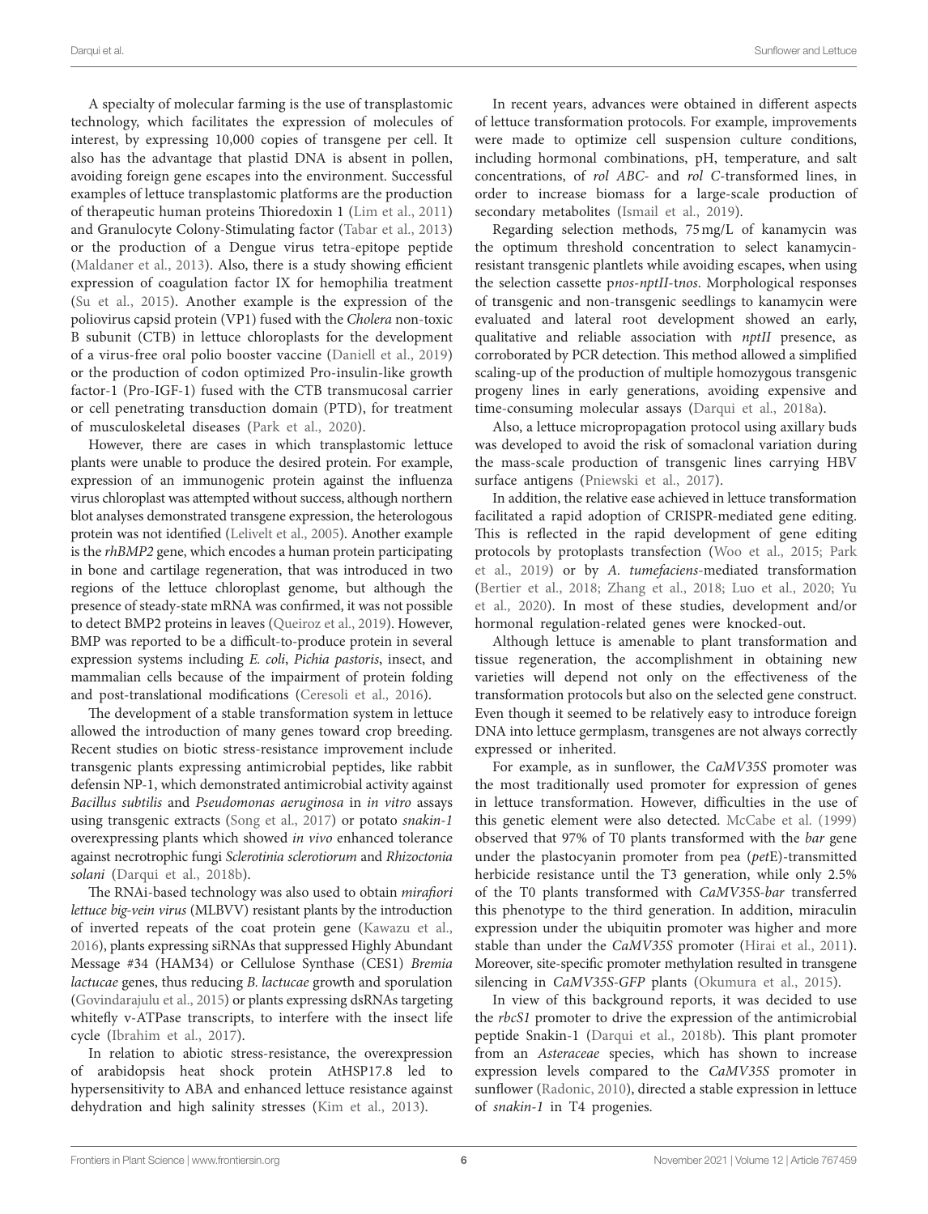A specialty of molecular farming is the use of transplastomic technology, which facilitates the expression of molecules of interest, by expressing 10,000 copies of transgene per cell. It also has the advantage that plastid DNA is absent in pollen, avoiding foreign gene escapes into the environment. Successful examples of lettuce transplastomic platforms are the production of therapeutic human proteins Thioredoxin 1 (Lim et al., 2011) and Granulocyte Colony-Stimulating factor (Tabar et al., 2013) or the production of a Dengue virus tetra-epitope peptide (Maldaner et al., 2013). Also, there is a study showing efficient expression of coagulation factor IX for hemophilia treatment (Su et al., 2015). Another example is the expression of the poliovirus capsid protein (VP1) fused with the *Cholera* non-toxic B subunit (CTB) in lettuce chloroplasts for the development of a virus-free oral polio booster vaccine (Daniell et al., 2019) or the production of codon optimized Pro-insulin-like growth factor-1 (Pro-IGF-1) fused with the CTB transmucosal carrier or cell penetrating transduction domain (PTD), for treatment of musculoskeletal diseases (Park et al., 2020).

However, there are cases in which transplastomic lettuce plants were unable to produce the desired protein. For example, expression of an immunogenic protein against the influenza virus chloroplast was attempted without success, although northern blot analyses demonstrated transgene expression, the heterologous protein was not identified (Lelivelt et al., 2005). Another example is the *rhBMP2* gene, which encodes a human protein participating in bone and cartilage regeneration, that was introduced in two regions of the lettuce chloroplast genome, but although the presence of steady-state mRNA was confirmed, it was not possible to detect BMP2 proteins in leaves (Queiroz et al., 2019). However, BMP was reported to be a difficult-to-produce protein in several expression systems including *E. coli*, *Pichia pastoris*, insect, and mammalian cells because of the impairment of protein folding and post-translational modifications (Ceresoli et al., 2016).

The development of a stable transformation system in lettuce allowed the introduction of many genes toward crop breeding. Recent studies on biotic stress-resistance improvement include transgenic plants expressing antimicrobial peptides, like rabbit defensin NP-1, which demonstrated antimicrobial activity against *Bacillus subtilis* and *Pseudomonas aeruginosa* in *in vitro* assays using transgenic extracts (Song et al., 2017) or potato *snakin-1* overexpressing plants which showed *in vivo* enhanced tolerance against necrotrophic fungi *Sclerotinia sclerotiorum* and *Rhizoctonia solani* (Darqui et al., 2018b).

The RNAi-based technology was also used to obtain *mirafiori lettuce big-vein virus* (MLBVV) resistant plants by the introduction of inverted repeats of the coat protein gene (Kawazu et al., 2016), plants expressing siRNAs that suppressed Highly Abundant Message #34 (HAM34) or Cellulose Synthase (CES1) *Bremia lactucae* genes, thus reducing *B. lactucae* growth and sporulation (Govindarajulu et al., 2015) or plants expressing dsRNAs targeting whitefly v-ATPase transcripts, to interfere with the insect life cycle (Ibrahim et al., 2017).

In relation to abiotic stress-resistance, the overexpression of arabidopsis heat shock protein AtHSP17.8 led to hypersensitivity to ABA and enhanced lettuce resistance against dehydration and high salinity stresses (Kim et al., 2013).

In recent years, advances were obtained in different aspects of lettuce transformation protocols. For example, improvements were made to optimize cell suspension culture conditions, including hormonal combinations, pH, temperature, and salt concentrations, of *rol ABC*- and *rol C*-transformed lines, in order to increase biomass for a large-scale production of secondary metabolites (Ismail et al., 2019).

Regarding selection methods, 75 mg/L of kanamycin was the optimum threshold concentration to select kanamycin-resistant transgenic plantlets while avoiding escapes, when using the selection cassette p*nos*-*nptII*-t*nos*. Morphological responses of transgenic and non-transgenic seedlings to kanamycin were evaluated and lateral root development showed an early, qualitative and reliable association with *nptII* presence, as corroborated by PCR detection. This method allowed a simplified scaling-up of the production of multiple homozygous transgenic progeny lines in early generations, avoiding expensive and time-consuming molecular assays (Darqui et al., 2018a).

Also, a lettuce micropropagation protocol using axillary buds was developed to avoid the risk of somaclonal variation during the mass-scale production of transgenic lines carrying HBV surface antigens (Pniewski et al., 2017).

In addition, the relative ease achieved in lettuce transformation facilitated a rapid adoption of CRISPR-mediated gene editing. This is reflected in the rapid development of gene editing protocols by protoplasts transfection (Woo et al., 2015; Park et al., 2019) or by *A. tumefaciens*-mediated transformation (Bertier et al., 2018; Zhang et al., 2018; Luo et al., 2020; Yu et al., 2020). In most of these studies, development and/or hormonal regulation-related genes were knocked-out.

Although lettuce is amenable to plant transformation and tissue regeneration, the accomplishment in obtaining new varieties will depend not only on the effectiveness of the transformation protocols but also on the selected gene construct. Even though it seemed to be relatively easy to introduce foreign DNA into lettuce germplasm, transgenes are not always correctly expressed or inherited.

For example, as in sunflower, the *CaMV35S* promoter was the most traditionally used promoter for expression of genes in lettuce transformation. However, difficulties in the use of this genetic element were also detected. McCabe et al. (1999) observed that 97% of T0 plants transformed with the *bar* gene under the plastocyanin promoter from pea (*pet*E)-transmitted herbicide resistance until the T3 generation, while only 2.5% of the T0 plants transformed with *CaMV35S-bar* transferred this phenotype to the third generation. In addition, miraculin expression under the ubiquitin promoter was higher and more stable than under the *CaMV35S* promoter (Hirai et al., 2011). Moreover, site-specific promoter methylation resulted in transgene silencing in *CaMV35S-GFP* plants (Okumura et al., 2015).

In view of this background reports, it was decided to use the *rbcS1* promoter to drive the expression of the antimicrobial peptide Snakin-1 (Darqui et al., 2018b). This plant promoter from an *Asteraceae* species, which has shown to increase expression levels compared to the *CaMV35S* promoter in sunflower (Radonic, 2010), directed a stable expression in lettuce of *snakin-1* in T4 progenies.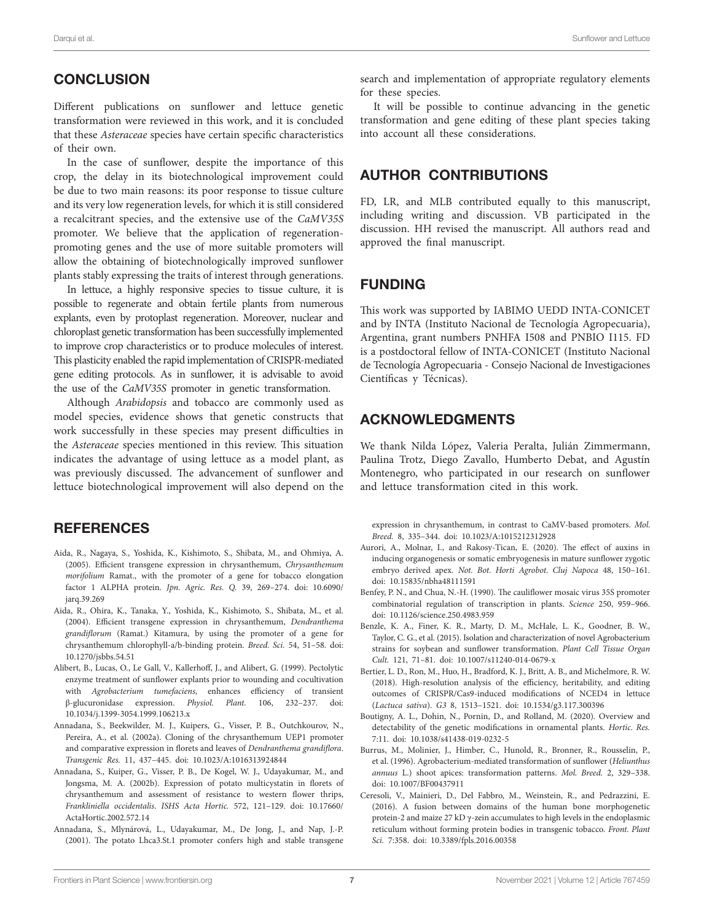## CONCLUSION

Different publications on sunflower and lettuce genetic transformation were reviewed in this work, and it is concluded that these *Asteraceae* species have certain specific characteristics of their own.

In the case of sunflower, despite the importance of this crop, the delay in its biotechnological improvement could be due to two main reasons: its poor response to tissue culture and its very low regeneration levels, for which it is still considered a recalcitrant species, and the extensive use of the *CaMV35S* promoter. We believe that the application of regeneration-promoting genes and the use of more suitable promoters will allow the obtaining of biotechnologically improved sunflower plants stably expressing the traits of interest through generations.

In lettuce, a highly responsive species to tissue culture, it is possible to regenerate and obtain fertile plants from numerous explants, even by protoplast regeneration. Moreover, nuclear and chloroplast genetic transformation has been successfully implemented to improve crop characteristics or to produce molecules of interest. This plasticity enabled the rapid implementation of CRISPR-mediated gene editing protocols. As in sunflower, it is advisable to avoid the use of the *CaMV35S* promoter in genetic transformation.

Although *Arabidopsis* and tobacco are commonly used as model species, evidence shows that genetic constructs that work successfully in these species may present difficulties in the *Asteraceae* species mentioned in this review. This situation indicates the advantage of using lettuce as a model plant, as was previously discussed. The advancement of sunflower and lettuce biotechnological improvement will also depend on the search and implementation of appropriate regulatory elements for these species.

It will be possible to continue advancing in the genetic transformation and gene editing of these plant species taking into account all these considerations.

## AUTHOR CONTRIBUTIONS

FD, LR, and MLB contributed equally to this manuscript, including writing and discussion. VB participated in the discussion. HH revised the manuscript. All authors read and approved the final manuscript.

## FUNDING

This work was supported by IABIMO UEDD INTA-CONICET and by INTA (Instituto Nacional de Tecnología Agropecuaria), Argentina, grant numbers PNHFA I508 and PNBIO I115. FD is a postdoctoral fellow of INTA-CONICET (Instituto Nacional de Tecnología Agropecuaria - Consejo Nacional de Investigaciones Científicas y Técnicas).

## ACKNOWLEDGMENTS

We thank Nilda López, Valeria Peralta, Julián Zimmermann, Paulina Trotz, Diego Zavallo, Humberto Debat, and Agustín Montenegro, who participated in our research on sunflower and lettuce transformation cited in this work.

## REFERENCES

Aida, R., Nagaya, S., Yoshida, K., Kishimoto, S., Shibata, M., and Ohmiya, A. (2005). Efficient transgene expression in chrysanthemum, *Chrysanthemum morifolium* Ramat., with the promoter of a gene for tobacco elongation factor 1 ALPHA protein. *Jpn. Agric. Res. Q.* 39, 269–274. doi: 10.6090/jarq.39.269

Aida, R., Ohira, K., Tanaka, Y., Yoshida, K., Kishimoto, S., Shibata, M., et al. (2004). Efficient transgene expression in chrysanthemum, *Dendranthema grandiflorum* (Ramat.) Kitamura, by using the promoter of a gene for chrysanthemum chlorophyll-a/b-binding protein. *Breed. Sci.* 54, 51–58. doi: 10.1270/jsbbs.54.51

Alibert, B., Lucas, O., Le Gall, V., Kallerhoff, J., and Alibert, G. (1999). Pectolytic enzyme treatment of sunflower explants prior to wounding and cocultivation with *Agrobacterium tumefaciens*, enhances efficiency of transient β-glucuronidase expression. *Physiol. Plant.* 106, 232–237. doi: 10.1034/j.1399-3054.1999.106213.x

Annadana, S., Beekwilder, M. J., Kuipers, G., Visser, P. B., Outchkourov, N., Pereira, A., et al. (2002a). Cloning of the chrysanthemum UEP1 promoter and comparative expression in florets and leaves of *Dendranthema grandiflora*. *Transgenic Res.* 11, 437–445. doi: 10.1023/A:1016313924844

Annadana, S., Kuiper, G., Visser, P. B., De Kogel, W. J., Udayakumar, M., and Jongsma, M. A. (2002b). Expression of potato multicystatin in florets of chrysanthemum and assessment of resistance to western flower thrips, *Frankliniella occidentalis*. *ISHS Acta Hortic.* 572, 121–129. doi: 10.17660/ActaHortic.2002.572.14

Annadana, S., Mlynárová, L., Udayakumar, M., De Jong, J., and Nap, J.-P. (2001). The potato Lhca3.St.1 promoter confers high and stable transgene expression in chrysanthemum, in contrast to CaMV-based promoters. *Mol. Breed.* 8, 335–344. doi: 10.1023/A:1015212312928

Aurori, A., Molnar, I., and Rakosy-Tican, E. (2020). The effect of auxins in inducing organogenesis or somatic embryogenesis in mature sunflower zygotic embryo derived apex. *Not. Bot. Horti Agrobot. Cluj Napoca* 48, 150–161. doi: 10.15835/nbha48111591

Benfey, P. N., and Chua, N.-H. (1990). The cauliflower mosaic virus 35S promoter combinatorial regulation of transcription in plants. *Science* 250, 959–966. doi: 10.1126/science.250.4983.959

Benzle, K. A., Finer, K. R., Marty, D. M., McHale, L. K., Goodner, B. W., Taylor, C. G., et al. (2015). Isolation and characterization of novel Agrobacterium strains for soybean and sunflower transformation. *Plant Cell Tissue Organ Cult.* 121, 71–81. doi: 10.1007/s11240-014-0679-x

Bertier, L. D., Ron, M., Huo, H., Bradford, K. J., Britt, A. B., and Michelmore, R. W. (2018). High-resolution analysis of the efficiency, heritability, and editing outcomes of CRISPR/Cas9-induced modifications of NCED4 in lettuce (*Lactuca sativa*). *G3* 8, 1513–1521. doi: 10.1534/g3.117.300396

Boutigny, A. L., Dohin, N., Pornin, D., and Rolland, M. (2020). Overview and detectability of the genetic modifications in ornamental plants. *Hortic. Res.* 7:11. doi: 10.1038/s41438-019-0232-5

Burrus, M., Molinier, J., Himber, C., Hunold, R., Bronner, R., Rousselin, P., et al. (1996). Agrobacterium-mediated transformation of sunflower (*Helianthus annuus* L.) shoot apices: transformation patterns. *Mol. Breed.* 2, 329–338. doi: 10.1007/BF00437911

Ceresoli, V., Mainieri, D., Del Fabbro, M., Weinstein, R., and Pedrazzini, E. (2016). A fusion between domains of the human bone morphogenetic protein-2 and maize 27 kD γ-zein accumulates to high levels in the endoplasmic reticulum without forming protein bodies in transgenic tobacco. *Front. Plant Sci.* 7:358. doi: 10.3389/fpls.2016.00358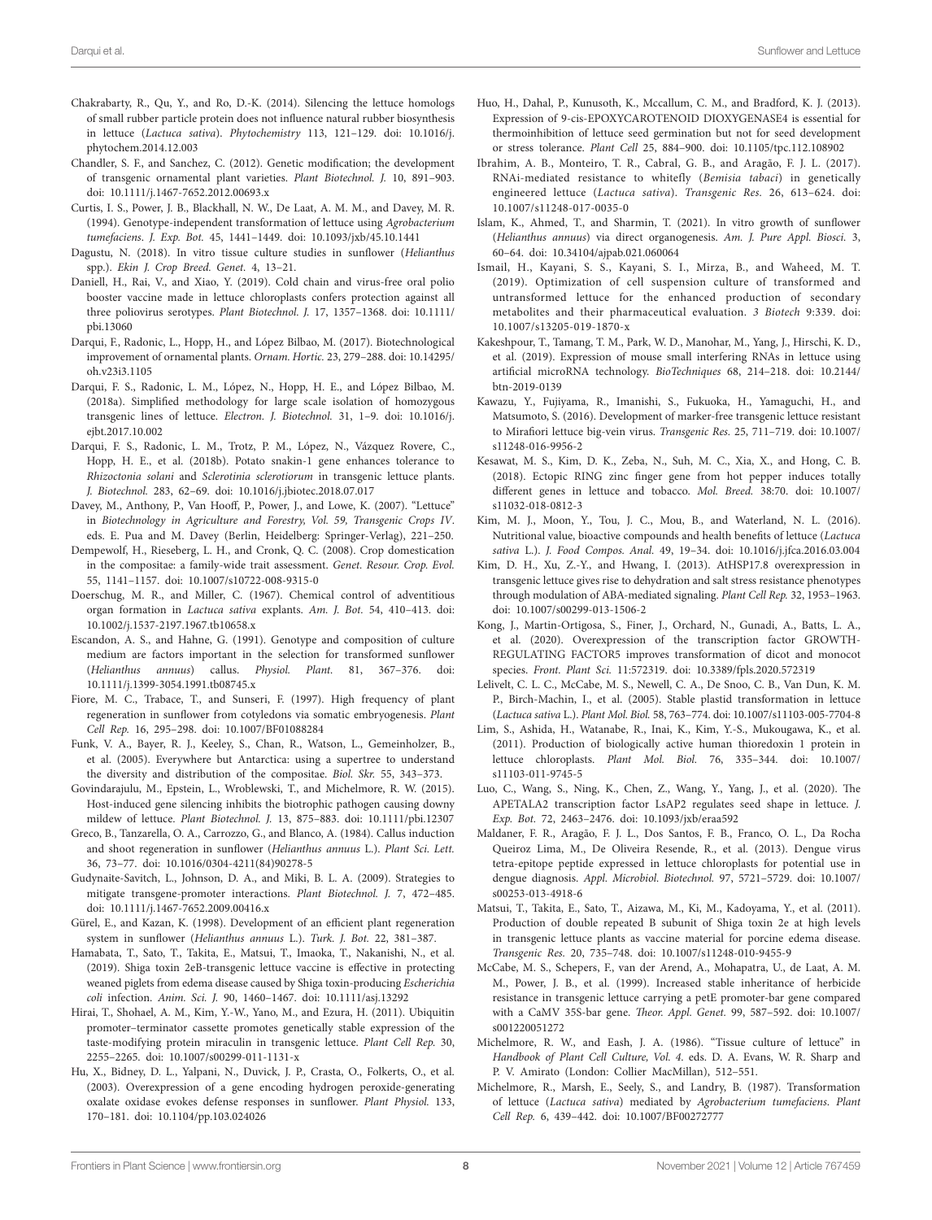Chakrabarty, R., Qu, Y., and Ro, D.-K. (2014). Silencing the lettuce homologs of small rubber particle protein does not influence natural rubber biosynthesis in lettuce (*Lactuca sativa*). *Phytochemistry* 113, 121–129. doi: 10.1016/j.phytochem.2014.12.003

Chandler, S. F., and Sanchez, C. (2012). Genetic modification; the development of transgenic ornamental plant varieties. *Plant Biotechnol. J.* 10, 891–903. doi: 10.1111/j.1467-7652.2012.00693.x

Curtis, I. S., Power, J. B., Blackhall, N. W., De Laat, A. M. M., and Davey, M. R. (1994). Genotype-independent transformation of lettuce using *Agrobacterium tumefaciens*. *J. Exp. Bot.* 45, 1441–1449. doi: 10.1093/jxb/45.10.1441

Dagustu, N. (2018). In vitro tissue culture studies in sunflower (*Helianthus* spp.). *Ekin J. Crop Breed. Genet.* 4, 13–21.

Daniell, H., Rai, V., and Xiao, Y. (2019). Cold chain and virus-free oral polio booster vaccine made in lettuce chloroplasts confers protection against all three poliovirus serotypes. *Plant Biotechnol. J.* 17, 1357–1368. doi: 10.1111/pbi.13060

Darqui, F., Radonic, L., Hopp, H., and López Bilbao, M. (2017). Biotechnological improvement of ornamental plants. *Ornam. Hortic.* 23, 279–288. doi: 10.14295/oh.v23i3.1105

Darqui, F. S., Radonic, L. M., López, N., Hopp, H. E., and López Bilbao, M. (2018a). Simplified methodology for large scale isolation of homozygous transgenic lines of lettuce. *Electron. J. Biotechnol.* 31, 1–9. doi: 10.1016/j.ejbt.2017.10.002

Darqui, F. S., Radonic, L. M., Trotz, P. M., López, N., Vázquez Rovere, C., Hopp, H. E., et al. (2018b). Potato snakin-1 gene enhances tolerance to *Rhizoctonia solani* and *Sclerotinia sclerotiorum* in transgenic lettuce plants. *J. Biotechnol.* 283, 62–69. doi: 10.1016/j.jbiotec.2018.07.017

Davey, M., Anthony, P., Van Hooff, P., Power, J., and Lowe, K. (2007). "Lettuce" in *Biotechnology in Agriculture and Forestry, Vol. 59, Transgenic Crops IV*. eds. E. Pua and M. Davey (Berlin, Heidelberg: Springer-Verlag), 221–250.

Dempewolf, H., Rieseberg, L. H., and Cronk, Q. C. (2008). Crop domestication in the compositae: a family-wide trait assessment. *Genet. Resour. Crop. Evol.* 55, 1141–1157. doi: 10.1007/s10722-008-9315-0

Doerschug, M. R., and Miller, C. (1967). Chemical control of adventitious organ formation in *Lactuca sativa* explants. *Am. J. Bot.* 54, 410–413. doi: 10.1002/j.1537-2197.1967.tb10658.x

Escandon, A. S., and Hahne, G. (1991). Genotype and composition of culture medium are factors important in the selection for transformed sunflower (*Helianthus annuus*) callus. *Physiol. Plant.* 81, 367–376. doi: 10.1111/j.1399-3054.1991.tb08745.x

Fiore, M. C., Trabace, T., and Sunseri, F. (1997). High frequency of plant regeneration in sunflower from cotyledons via somatic embryogenesis. *Plant Cell Rep.* 16, 295–298. doi: 10.1007/BF01088284

Funk, V. A., Bayer, R. J., Keeley, S., Chan, R., Watson, L., Gemeinholzer, B., et al. (2005). Everywhere but Antarctica: using a supertree to understand the diversity and distribution of the compositae. *Biol. Skr.* 55, 343–373.

Govindarajulu, M., Epstein, L., Wroblewski, T., and Michelmore, R. W. (2015). Host-induced gene silencing inhibits the biotrophic pathogen causing downy mildew of lettuce. *Plant Biotechnol. J.* 13, 875–883. doi: 10.1111/pbi.12307

Greco, B., Tanzarella, O. A., Carrozzo, G., and Blanco, A. (1984). Callus induction and shoot regeneration in sunflower (*Helianthus annuus* L.). *Plant Sci. Lett.* 36, 73–77. doi: 10.1016/0304-4211(84)90278-5

Gudynaite-Savitch, L., Johnson, D. A., and Miki, B. L. A. (2009). Strategies to mitigate transgene-promoter interactions. *Plant Biotechnol. J.* 7, 472–485. doi: 10.1111/j.1467-7652.2009.00416.x

Gürel, E., and Kazan, K. (1998). Development of an efficient plant regeneration system in sunflower (*Helianthus annuus* L.). *Turk. J. Bot.* 22, 381–387.

Hamabata, T., Sato, T., Takita, E., Matsui, T., Imaoka, T., Nakanishi, N., et al. (2019). Shiga toxin 2eB-transgenic lettuce vaccine is effective in protecting weaned piglets from edema disease caused by Shiga toxin-producing *Escherichia coli* infection. *Anim. Sci. J.* 90, 1460–1467. doi: 10.1111/asj.13292

Hirai, T., Shohael, A. M., Kim, Y.-W., Yano, M., and Ezura, H. (2011). Ubiquitin promoter–terminator cassette promotes genetically stable expression of the taste-modifying protein miraculin in transgenic lettuce. *Plant Cell Rep.* 30, 2255–2265. doi: 10.1007/s00299-011-1131-x

Hu, X., Bidney, D. L., Yalpani, N., Duvick, J. P., Crasta, O., Folkerts, O., et al. (2003). Overexpression of a gene encoding hydrogen peroxide-generating oxalate oxidase evokes defense responses in sunflower. *Plant Physiol.* 133, 170–181. doi: 10.1104/pp.103.024026

Huo, H., Dahal, P., Kunusoth, K., Mccallum, C. M., and Bradford, K. J. (2013). Expression of 9-cis-EPOXYCAROTENOID DIOXYGENASE4 is essential for thermoinhibition of lettuce seed germination but not for seed development or stress tolerance. *Plant Cell* 25, 884–900. doi: 10.1105/tpc.112.108902

Ibrahim, A. B., Monteiro, T. R., Cabral, G. B., and Aragão, F. J. L. (2017). RNAi-mediated resistance to whitefly (*Bemisia tabaci*) in genetically engineered lettuce (*Lactuca sativa*). *Transgenic Res.* 26, 613–624. doi: 10.1007/s11248-017-0035-0

Islam, K., Ahmed, T., and Sharmin, T. (2021). In vitro growth of sunflower (*Helianthus annuus*) via direct organogenesis. *Am. J. Pure Appl. Biosci.* 3, 60–64. doi: 10.34104/ajpab.021.060064

Ismail, H., Kayani, S. S., Kayani, S. I., Mirza, B., and Waheed, M. T. (2019). Optimization of cell suspension culture of transformed and untransformed lettuce for the enhanced production of secondary metabolites and their pharmaceutical evaluation. *3 Biotech* 9:339. doi: 10.1007/s13205-019-1870-x

Kakeshpour, T., Tamang, T. M., Park, W. D., Manohar, M., Yang, J., Hirschi, K. D., et al. (2019). Expression of mouse small interfering RNAs in lettuce using artificial microRNA technology. *BioTechniques* 68, 214–218. doi: 10.2144/btn-2019-0139

Kawazu, Y., Fujiyama, R., Imanishi, S., Fukuoka, H., Yamaguchi, H., and Matsumoto, S. (2016). Development of marker-free transgenic lettuce resistant to Mirafiori lettuce big-vein virus. *Transgenic Res.* 25, 711–719. doi: 10.1007/s11248-016-9956-2

Kesawat, M. S., Kim, D. K., Zeba, N., Suh, M. C., Xia, X., and Hong, C. B. (2018). Ectopic RING zinc finger gene from hot pepper induces totally different genes in lettuce and tobacco. *Mol. Breed.* 38:70. doi: 10.1007/s11032-018-0812-3

Kim, M. J., Moon, Y., Tou, J. C., Mou, B., and Waterland, N. L. (2016). Nutritional value, bioactive compounds and health benefits of lettuce (*Lactuca sativa* L.). *J. Food Compos. Anal.* 49, 19–34. doi: 10.1016/j.jfca.2016.03.004

Kim, D. H., Xu, Z.-Y., and Hwang, I. (2013). AtHSP17.8 overexpression in transgenic lettuce gives rise to dehydration and salt stress resistance phenotypes through modulation of ABA-mediated signaling. *Plant Cell Rep.* 32, 1953–1963. doi: 10.1007/s00299-013-1506-2

Kong, J., Martin-Ortigosa, S., Finer, J., Orchard, N., Gunadi, A., Batts, L. A., et al. (2020). Overexpression of the transcription factor GROWTH-REGULATING FACTOR5 improves transformation of dicot and monocot species. *Front. Plant Sci.* 11:572319. doi: 10.3389/fpls.2020.572319

Lelivelt, C. L. C., McCabe, M. S., Newell, C. A., De Snoo, C. B., Van Dun, K. M. P., Birch-Machin, I., et al. (2005). Stable plastid transformation in lettuce (*Lactuca sativa* L.). *Plant Mol. Biol.* 58, 763–774. doi: 10.1007/s11103-005-7704-8

Lim, S., Ashida, H., Watanabe, R., Inai, K., Kim, Y.-S., Mukougawa, K., et al. (2011). Production of biologically active human thioredoxin 1 protein in lettuce chloroplasts. *Plant Mol. Biol.* 76, 335–344. doi: 10.1007/s11103-011-9745-5

Luo, C., Wang, S., Ning, K., Chen, Z., Wang, Y., Yang, J., et al. (2020). The APETALA2 transcription factor LsAP2 regulates seed shape in lettuce. *J. Exp. Bot.* 72, 2463–2476. doi: 10.1093/jxb/eraa592

Maldaner, F. R., Aragão, F. J. L., Dos Santos, F. B., Franco, O. L., Da Rocha Queiroz Lima, M., De Oliveira Resende, R., et al. (2013). Dengue virus tetra-epitope peptide expressed in lettuce chloroplasts for potential use in dengue diagnosis. *Appl. Microbiol. Biotechnol.* 97, 5721–5729. doi: 10.1007/s00253-013-4918-6

Matsui, T., Takita, E., Sato, T., Aizawa, M., Ki, M., Kadoyama, Y., et al. (2011). Production of double repeated B subunit of Shiga toxin 2e at high levels in transgenic lettuce plants as vaccine material for porcine edema disease. *Transgenic Res.* 20, 735–748. doi: 10.1007/s11248-010-9455-9

McCabe, M. S., Schepers, F., van der Arend, A., Mohapatra, U., de Laat, A. M. M., Power, J. B., et al. (1999). Increased stable inheritance of herbicide resistance in transgenic lettuce carrying a petE promoter-bar gene compared with a CaMV 35S-bar gene. *Theor. Appl. Genet.* 99, 587–592. doi: 10.1007/s001220051272

Michelmore, R. W., and Eash, J. A. (1986). "Tissue culture of lettuce" in *Handbook of Plant Cell Culture, Vol. 4*. eds. D. A. Evans, W. R. Sharp and P. V. Amirato (London: Collier MacMillan), 512–551.

Michelmore, R., Marsh, E., Seely, S., and Landry, B. (1987). Transformation of lettuce (*Lactuca sativa*) mediated by *Agrobacterium tumefaciens*. *Plant Cell Rep.* 6, 439–442. doi: 10.1007/BF00272777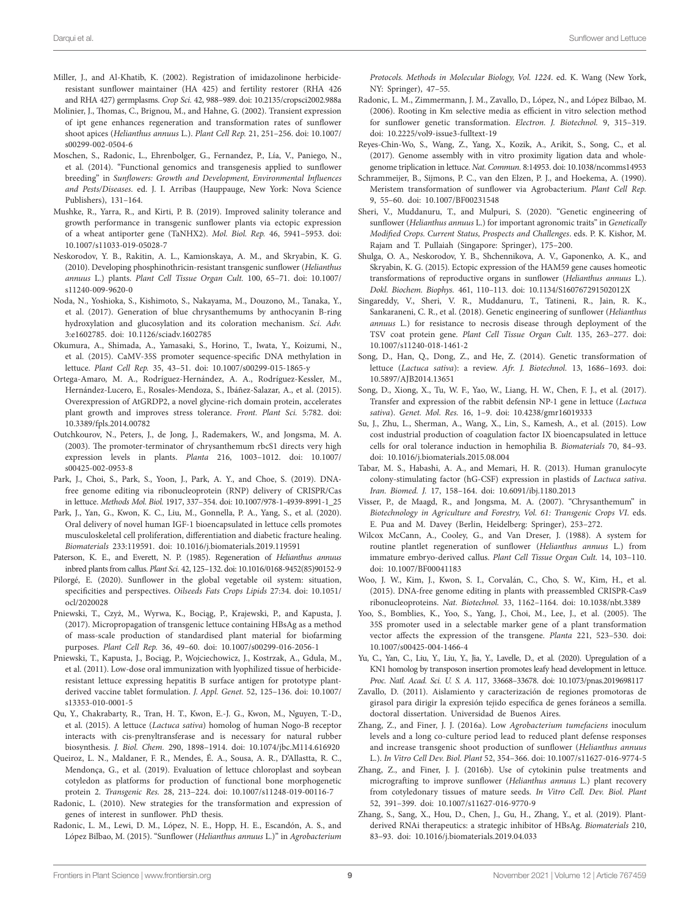Miller, J., and Al-Khatib, K. (2002). Registration of imidazolinone herbicide-resistant sunflower maintainer (HA 425) and fertility restorer (RHA 426 and RHA 427) germplasms. *Crop Sci.* 42, 988–989. doi: 10.2135/cropsci2002.988a

Molinier, J., Thomas, C., Brignou, M., and Hahne, G. (2002). Transient expression of ipt gene enhances regeneration and transformation rates of sunflower shoot apices (*Helianthus annuus* L.). *Plant Cell Rep.* 21, 251–256. doi: 10.1007/s00299-002-0504-6

Moschen, S., Radonic, L., Ehrenbolger, G., Fernandez, P., Lía, V., Paniego, N., et al. (2014). "Functional genomics and transgenesis applied to sunflower breeding" in *Sunflowers: Growth and Development, Environmental Influences and Pests/Diseases*. ed. J. I. Arribas (Hauppauge, New York: Nova Science Publishers), 131–164.

Mushke, R., Yarra, R., and Kirti, P. B. (2019). Improved salinity tolerance and growth performance in transgenic sunflower plants via ectopic expression of a wheat antiporter gene (TaNHX2). *Mol. Biol. Rep.* 46, 5941–5953. doi: 10.1007/s11033-019-05028-7

Neskorodov, Y. B., Rakitin, A. L., Kamionskaya, A. M., and Skryabin, K. G. (2010). Developing phosphinothricin-resistant transgenic sunflower (*Helianthus annuus* L.) plants. *Plant Cell Tissue Organ Cult.* 100, 65–71. doi: 10.1007/s11240-009-9620-0

Noda, N., Yoshioka, S., Kishimoto, S., Nakayama, M., Douzono, M., Tanaka, Y., et al. (2017). Generation of blue chrysanthemums by anthocyanin B-ring hydroxylation and glucosylation and its coloration mechanism. *Sci. Adv.* 3:e1602785. doi: 10.1126/sciadv.1602785

Okumura, A., Shimada, A., Yamasaki, S., Horino, T., Iwata, Y., Koizumi, N., et al. (2015). CaMV-35S promoter sequence-specific DNA methylation in lettuce. *Plant Cell Rep.* 35, 43–51. doi: 10.1007/s00299-015-1865-y

Ortega-Amaro, M. A., Rodríguez-Hernández, A. A., Rodríguez-Kessler, M., Hernández-Lucero, E., Rosales-Mendoza, S., Ibáñez-Salazar, A., et al. (2015). Overexpression of AtGRDP2, a novel glycine-rich domain protein, accelerates plant growth and improves stress tolerance. *Front. Plant Sci.* 5:782. doi: 10.3389/fpls.2014.00782

Outchkourov, N., Peters, J., de Jong, J., Rademakers, W., and Jongsma, M. A. (2003). The promoter-terminator of chrysanthemum rbcS1 directs very high expression levels in plants. *Planta* 216, 1003–1012. doi: 10.1007/s00425-002-0953-8

Park, J., Choi, S., Park, S., Yoon, J., Park, A. Y., and Choe, S. (2019). DNA-free genome editing via ribonucleoprotein (RNP) delivery of CRISPR/Cas in lettuce. *Methods Mol. Biol.* 1917, 337–354. doi: 10.1007/978-1-4939-8991-1_25

Park, J., Yan, G., Kwon, K. C., Liu, M., Gonnella, P. A., Yang, S., et al. (2020). Oral delivery of novel human IGF-1 bioencapsulated in lettuce cells promotes musculoskeletal cell proliferation, differentiation and diabetic fracture healing. *Biomaterials* 233:119591. doi: 10.1016/j.biomaterials.2019.119591

Paterson, K. E., and Everett, N. P. (1985). Regeneration of *Helianthus annuus* inbred plants from callus. *Plant Sci.* 42, 125–132. doi: 10.1016/0168-9452(85)90152-9

Pilorgé, E. (2020). Sunflower in the global vegetable oil system: situation, specificities and perspectives. *Oilseeds Fats Crops Lipids* 27:34. doi: 10.1051/ocl/2020028

Pniewski, T., Czyż, M., Wyrwa, K., Bociąg, P., Krajewski, P., and Kapusta, J. (2017). Micropropagation of transgenic lettuce containing HBsAg as a method of mass-scale production of standardised plant material for biofarming purposes. *Plant Cell Rep.* 36, 49–60. doi: 10.1007/s00299-016-2056-1

Pniewski, T., Kapusta, J., Bociąg, P., Wojciechowicz, J., Kostrzak, A., Gdula, M., et al. (2011). Low-dose oral immunization with lyophilized tissue of herbicide-resistant lettuce expressing hepatitis B surface antigen for prototype plant-derived vaccine tablet formulation. *J. Appl. Genet.* 52, 125–136. doi: 10.1007/s13353-010-0001-5

Qu, Y., Chakrabarty, R., Tran, H. T., Kwon, E.-J. G., Kwon, M., Nguyen, T.-D., et al. (2015). A lettuce (*Lactuca sativa*) homolog of human Nogo-B receptor interacts with cis-prenyltransferase and is necessary for natural rubber biosynthesis. *J. Biol. Chem.* 290, 1898–1914. doi: 10.1074/jbc.M114.616920

Queiroz, L. N., Maldaner, F. R., Mendes, É. A., Sousa, A. R., D'Allastta, R. C., Mendonça, G., et al. (2019). Evaluation of lettuce chloroplast and soybean cotyledon as platforms for production of functional bone morphogenetic protein 2. *Transgenic Res.* 28, 213–224. doi: 10.1007/s11248-019-00116-7

Radonic, L. (2010). New strategies for the transformation and expression of genes of interest in sunflower. PhD thesis.

Radonic, L. M., Lewi, D. M., López, N. E., Hopp, H. E., Escandón, A. S., and López Bilbao, M. (2015). "Sunflower (*Helianthus annuus* L.)" in *Agrobacterium Protocols. Methods in Molecular Biology, Vol. 1224*. ed. K. Wang (New York, NY: Springer), 47–55.

Radonic, L. M., Zimmermann, J. M., Zavallo, D., López, N., and López Bilbao, M. (2006). Rooting in Km selective media as efficient in vitro selection method for sunflower genetic transformation. *Electron. J. Biotechnol.* 9, 315–319. doi: 10.2225/vol9-issue3-fulltext-19

Reyes-Chin-Wo, S., Wang, Z., Yang, X., Kozik, A., Arikit, S., Song, C., et al. (2017). Genome assembly with in vitro proximity ligation data and whole-genome triplication in lettuce. *Nat. Commun.* 8:14953. doi: 10.1038/ncomms14953

Schrammeijer, B., Sijmons, P. C., van den Elzen, P. J., and Hoekema, A. (1990). Meristem transformation of sunflower via Agrobacterium. *Plant Cell Rep.* 9, 55–60. doi: 10.1007/BF00231548

Sheri, V., Muddanuru, T., and Mulpuri, S. (2020). "Genetic engineering of sunflower (*Helianthus annuus* L.) for important agronomic traits" in *Genetically Modified Crops. Current Status, Prospects and Challenges*. eds. P. K. Kishor, M. Rajam and T. Pullaiah (Singapore: Springer), 175–200.

Shulga, O. A., Neskorodov, Y. B., Shchennikova, A. V., Gaponenko, A. K., and Skryabin, K. G. (2015). Ectopic expression of the HAM59 gene causes homeotic transformations of reproductive organs in sunflower (*Helianthus annuus* L.). *Dokl. Biochem. Biophys.* 461, 110–113. doi: 10.1134/S160767291502012X

Singareddy, V., Sheri, V. R., Muddanuru, T., Tatineni, R., Jain, R. K., Sankaranenі, C. R., et al. (2018). Genetic engineering of sunflower (*Helianthus annuus* L.) for resistance to necrosis disease through deployment of the TSV coat protein gene. *Plant Cell Tissue Organ Cult.* 135, 263–277. doi: 10.1007/s11240-018-1461-2

Song, D., Han, Q., Dong, Z., and He, Z. (2014). Genetic transformation of lettuce (*Lactuca sativa*): a review. *Afr. J. Biotechnol.* 13, 1686–1693. doi: 10.5897/AJB2014.13651

Song, D., Xiong, X., Tu, W. F., Yao, W., Liang, H. W., Chen, F. J., et al. (2017). Transfer and expression of the rabbit defensin NP-1 gene in lettuce (*Lactuca sativa*). *Genet. Mol. Res.* 16, 1–9. doi: 10.4238/gmr16019333

Su, J., Zhu, L., Sherman, A., Wang, X., Lin, S., Kamesh, A., et al. (2015). Low cost industrial production of coagulation factor IX bioencapsulated in lettuce cells for oral tolerance induction in hemophilia B. *Biomaterials* 70, 84–93. doi: 10.1016/j.biomaterials.2015.08.004

Tabar, M. S., Habashi, A. A., and Memari, H. R. (2013). Human granulocyte colony-stimulating factor (hG-CSF) expression in plastids of *Lactuca sativa*. *Iran. Biomed. J.* 17, 158–164. doi: 10.6091/ibj.1180.2013

Visser, P., de Maagd, R., and Jongsma, M. A. (2007). "Chrysanthemum" in *Biotechnology in Agriculture and Forestry, Vol. 61: Transgenic Crops VI*. eds. E. Pua and M. Davey (Berlin, Heidelberg: Springer), 253–272.

Wilcox McCann, A., Cooley, G., and Van Dreser, J. (1988). A system for routine plantlet regeneration of sunflower (*Helianthus annuus* L.) from immature embryo-derived callus. *Plant Cell Tissue Organ Cult.* 14, 103–110. doi: 10.1007/BF00041183

Woo, J. W., Kim, J., Kwon, S. I., Corvalán, C., Cho, S. W., Kim, H., et al. (2015). DNA-free genome editing in plants with preassembled CRISPR-Cas9 ribonucleoproteins. *Nat. Biotechnol.* 33, 1162–1164. doi: 10.1038/nbt.3389

Yoo, S., Bomblies, K., Yoo, S., Yang, J., Choi, M., Lee, J., et al. (2005). The 35S promoter used in a selectable marker gene of a plant transformation vector affects the expression of the transgene. *Planta* 221, 523–530. doi: 10.1007/s00425-004-1466-4

Yu, C., Yan, C., Liu, Y., Liu, Y., Jia, Y., Lavelle, D., et al. (2020). Upregulation of a KN1 homolog by transposon insertion promotes leafy head development in lettuce. *Proc. Natl. Acad. Sci. U. S. A.* 117, 33668–33678. doi: 10.1073/pnas.2019698117

Zavallo, D. (2011). Aislamiento y caracterización de regiones promotoras de girasol para dirigir la expresión tejido específica de genes foráneos a semilla. doctoral dissertation. Universidad de Buenos Aires.

Zhang, Z., and Finer, J. J. (2016a). Low *Agrobacterium tumefaciens* inoculum levels and a long co-culture period lead to reduced plant defense responses and increase transgenic shoot production of sunflower (*Helianthus annuus* L.). *In Vitro Cell Dev. Biol. Plant* 52, 354–366. doi: 10.1007/s11627-016-9774-5

Zhang, Z., and Finer, J. J. (2016b). Use of cytokinin pulse treatments and micrografting to improve sunflower (*Helianthus annuus* L.) plant recovery from cotyledonary tissues of mature seeds. *In Vitro Cell. Dev. Biol. Plant* 52, 391–399. doi: 10.1007/s11627-016-9770-9

Zhang, S., Sang, X., Hou, D., Chen, J., Gu, H., Zhang, Y., et al. (2019). Plant-derived RNAi therapeutics: a strategic inhibitor of HBsAg. *Biomaterials* 210, 83–93. doi: 10.1016/j.biomaterials.2019.04.033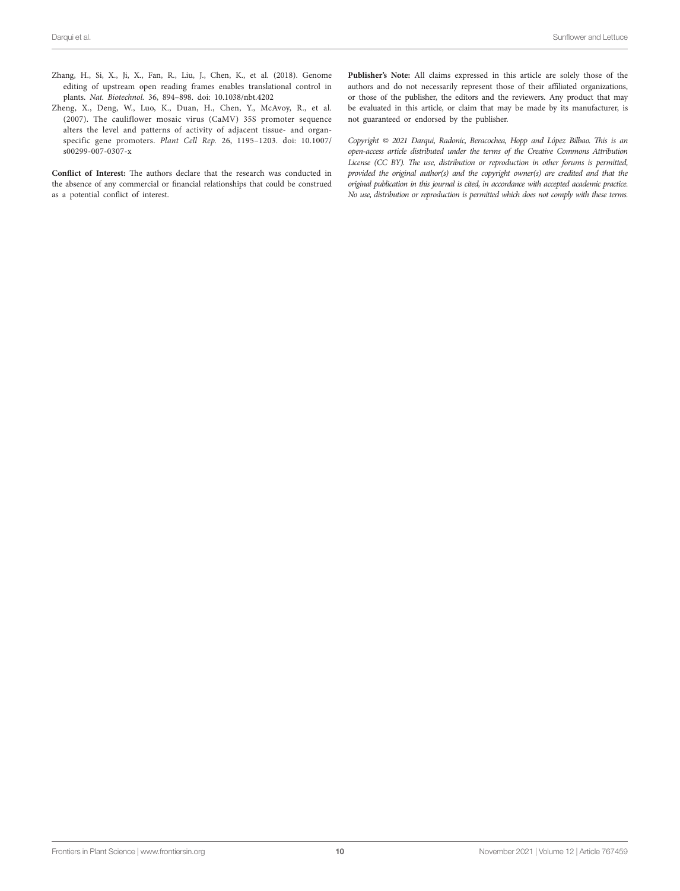Zhang, H., Si, X., Ji, X., Fan, R., Liu, J., Chen, K., et al. (2018). Genome editing of upstream open reading frames enables translational control in plants. *Nat. Biotechnol.* 36, 894–898. doi: 10.1038/nbt.4202

Zheng, X., Deng, W., Luo, K., Duan, H., Chen, Y., McAvoy, R., et al. (2007). The cauliflower mosaic virus (CaMV) 35S promoter sequence alters the level and patterns of activity of adjacent tissue- and organ-specific gene promoters. *Plant Cell Rep.* 26, 1195–1203. doi: 10.1007/s00299-007-0307-x

**Conflict of Interest:** The authors declare that the research was conducted in the absence of any commercial or financial relationships that could be construed as a potential conflict of interest.

**Publisher's Note:** All claims expressed in this article are solely those of the authors and do not necessarily represent those of their affiliated organizations, or those of the publisher, the editors and the reviewers. Any product that may be evaluated in this article, or claim that may be made by its manufacturer, is not guaranteed or endorsed by the publisher.

*Copyright © 2021 Darqui, Radonic, Beracochea, Hopp and López Bilbao. This is an open-access article distributed under the terms of the Creative Commons Attribution License (CC BY). The use, distribution or reproduction in other forums is permitted, provided the original author(s) and the copyright owner(s) are credited and that the original publication in this journal is cited, in accordance with accepted academic practice. No use, distribution or reproduction is permitted which does not comply with these terms.*